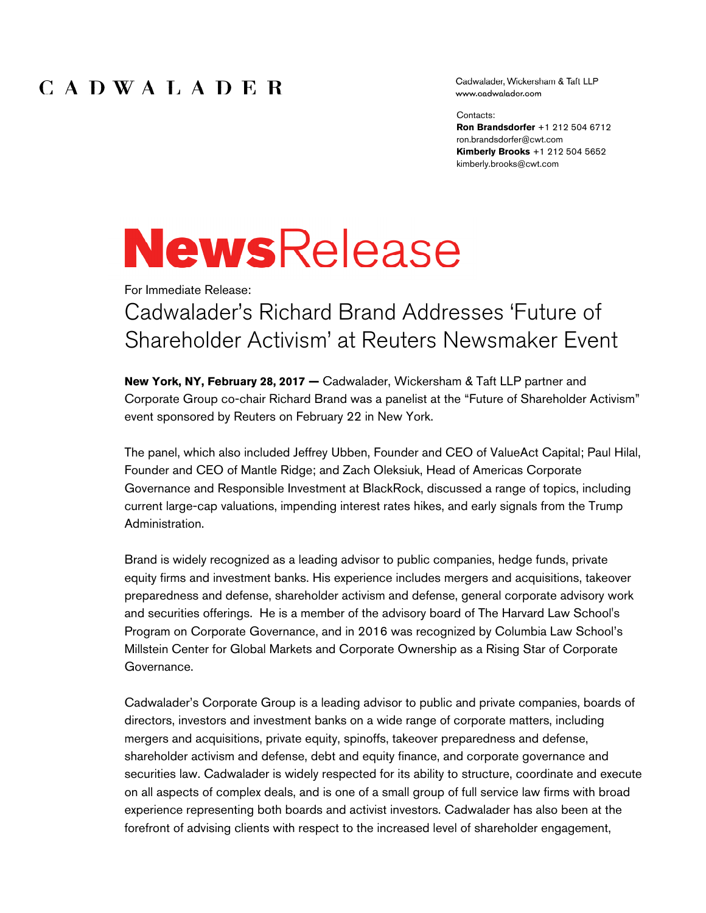CADWALADER

Cadwalader, Wickersham & Taft LLP
www.cadwalader.com

Contacts:
**Ron Brandsdorfer** +1 212 504 6712
ron.brandsdorfer@cwt.com
**Kimberly Brooks** +1 212 504 5652
kimberly.brooks@cwt.com

# NewsRelease

For Immediate Release:

## Cadwalader's Richard Brand Addresses 'Future of Shareholder Activism' at Reuters Newsmaker Event

**New York, NY, February 28, 2017 —** Cadwalader, Wickersham & Taft LLP partner and Corporate Group co-chair Richard Brand was a panelist at the "Future of Shareholder Activism" event sponsored by Reuters on February 22 in New York.

The panel, which also included Jeffrey Ubben, Founder and CEO of ValueAct Capital; Paul Hilal, Founder and CEO of Mantle Ridge; and Zach Oleksiuk, Head of Americas Corporate Governance and Responsible Investment at BlackRock, discussed a range of topics, including current large-cap valuations, impending interest rates hikes, and early signals from the Trump Administration.

Brand is widely recognized as a leading advisor to public companies, hedge funds, private equity firms and investment banks. His experience includes mergers and acquisitions, takeover preparedness and defense, shareholder activism and defense, general corporate advisory work and securities offerings. He is a member of the advisory board of The Harvard Law School's Program on Corporate Governance, and in 2016 was recognized by Columbia Law School's Millstein Center for Global Markets and Corporate Ownership as a Rising Star of Corporate Governance.

Cadwalader's Corporate Group is a leading advisor to public and private companies, boards of directors, investors and investment banks on a wide range of corporate matters, including mergers and acquisitions, private equity, spinoffs, takeover preparedness and defense, shareholder activism and defense, debt and equity finance, and corporate governance and securities law. Cadwalader is widely respected for its ability to structure, coordinate and execute on all aspects of complex deals, and is one of a small group of full service law firms with broad experience representing both boards and activist investors. Cadwalader has also been at the forefront of advising clients with respect to the increased level of shareholder engagement,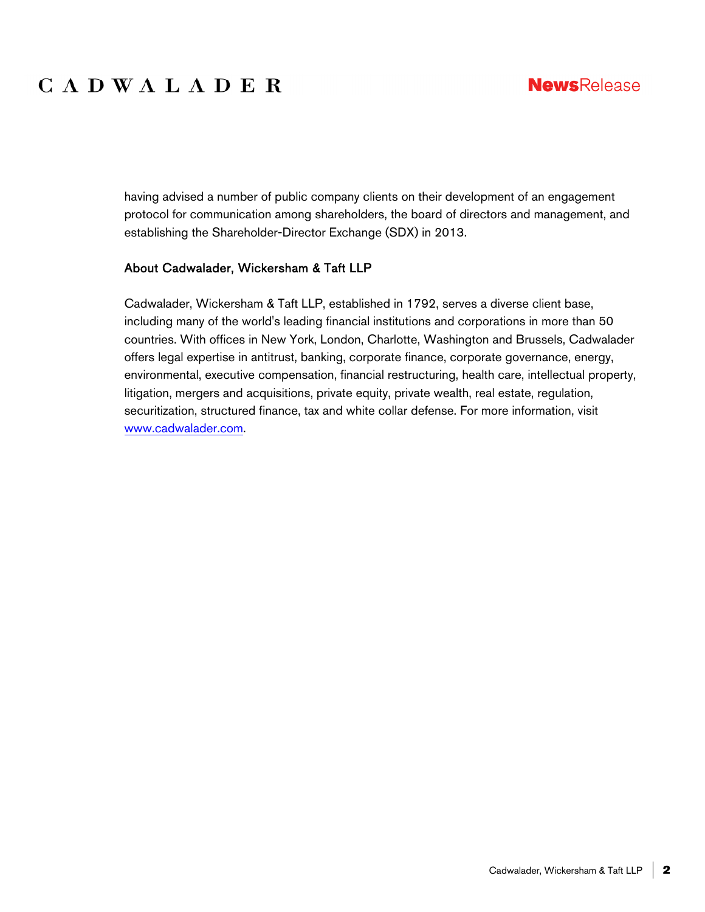having advised a number of public company clients on their development of an engagement protocol for communication among shareholders, the board of directors and management, and establishing the Shareholder-Director Exchange (SDX) in 2013.

### About Cadwalader, Wickersham & Taft LLP

Cadwalader, Wickersham & Taft LLP, established in 1792, serves a diverse client base, including many of the world's leading financial institutions and corporations in more than 50 countries. With offices in New York, London, Charlotte, Washington and Brussels, Cadwalader offers legal expertise in antitrust, banking, corporate finance, corporate governance, energy, environmental, executive compensation, financial restructuring, health care, intellectual property, litigation, mergers and acquisitions, private equity, private wealth, real estate, regulation, securitization, structured finance, tax and white collar defense. For more information, visit [www.cadwalader.com](http://www.cadwalader.com).